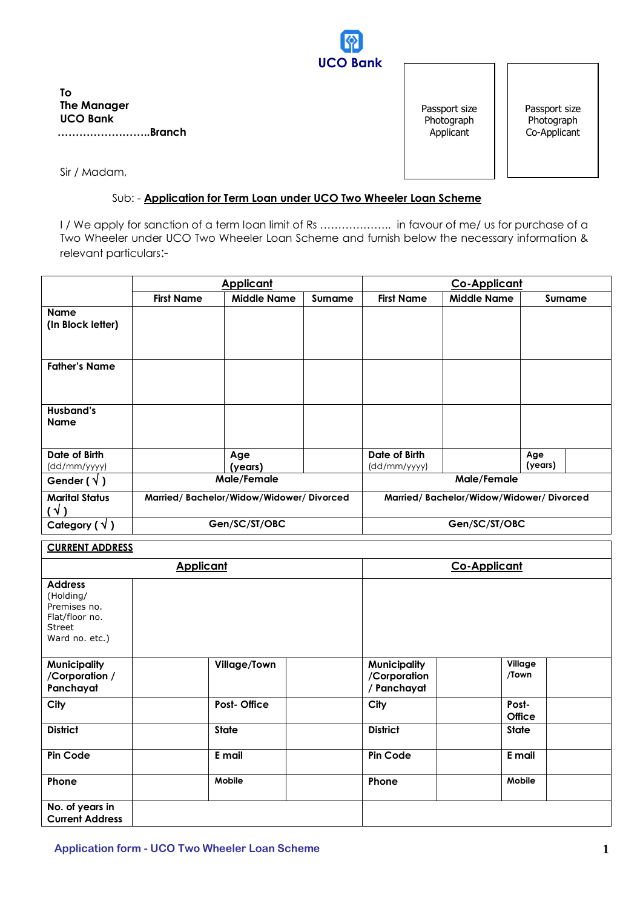UCO Bank

To
The Manager
UCO Bank
……………………..Branch

| Passport size Photograph Applicant | Passport size Photograph Co-Applicant |
|---|---|

Sir / Madam,

Sub: - **Application for Term Loan under UCO Two Wheeler Loan Scheme**

I / We apply for sanction of a term loan limit of Rs ……………….. in favour of me/ us for purchase of a Two Wheeler under UCO Two Wheeler Loan Scheme and furnish below the necessary information & relevant particulars:-

| | **Applicant** | | | **Co-Applicant** | | |
|---|---|---|---|---|---|---|
| | **First Name** | **Middle Name** | **Surname** | **First Name** | **Middle Name** | **Surname** |
| **Name (In Block letter)** | | | | | | |
| **Father's Name** | | | | | | |
| **Husband's Name** | | | | | | |
| **Date of Birth** (dd/mm/yyyy) | | **Age (years)** | | **Date of Birth** (dd/mm/yyyy) | | **Age (years)** |
| **Gender ( √ )** | **Male/Female** | | | **Male/Female** | | |
| **Marital Status ( √ )** | **Married/ Bachelor/Widow/Widower/ Divorced** | | | **Married/ Bachelor/Widow/Widower/ Divorced** | | |
| **Category ( √ )** | **Gen/SC/ST/OBC** | | | **Gen/SC/ST/OBC** | | |

**CURRENT ADDRESS**

| **Applicant** | | | | **Co-Applicant** | | | |
|---|---|---|---|---|---|---|---|
| **Address** (Holding/ Premises no. Flat/floor no. Street Ward no. etc.) | | | | | | | |
| **Municipality /Corporation / Panchayat** | | **Village/Town** | | **Municipality /Corporation / Panchayat** | | **Village /Town** | |
| **City** | | **Post- Office** | | **City** | | **Post-Office** | |
| **District** | | **State** | | **District** | | **State** | |
| **Pin Code** | | **E mail** | | **Pin Code** | | **E mail** | |
| **Phone** | | **Mobile** | | **Phone** | | **Mobile** | |
| **No. of years in Current Address** | | | | | | | |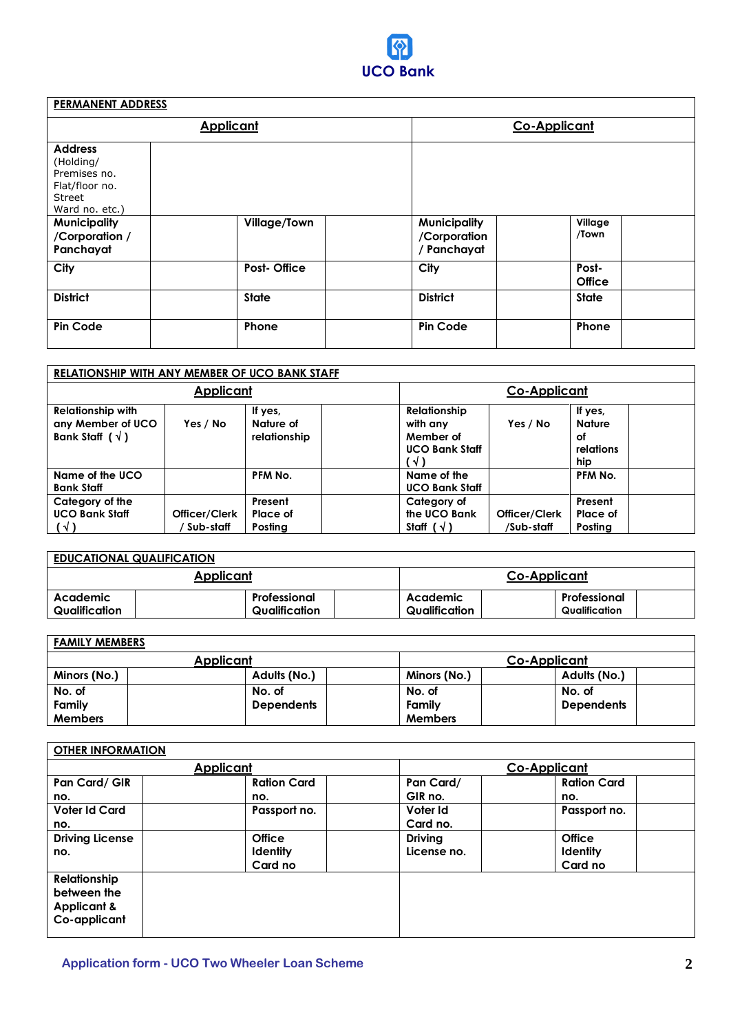UCO Bank

| PERMANENT ADDRESS | | | | | | | |
|---|---|---|---|---|---|---|---|
| **Applicant** | | | | **Co-Applicant** | | | |
| **Address** (Holding/ Premises no. Flat/floor no. Street Ward no. etc.) | | | | | | | |
| **Municipality /Corporation / Panchayat** | | **Village/Town** | | **Municipality /Corporation / Panchayat** | | **Village /Town** | |
| **City** | | **Post- Office** | | **City** | | **Post-Office** | |
| **District** | | **State** | | **District** | | **State** | |
| **Pin Code** | | **Phone** | | **Pin Code** | | **Phone** | |

| RELATIONSHIP WITH ANY MEMBER OF UCO BANK STAFF | | | | | | | |
|---|---|---|---|---|---|---|---|
| **Applicant** | | | | **Co-Applicant** | | | |
| **Relationship with any Member of UCO Bank Staff ( √ )** | **Yes / No** | **If yes, Nature of relationship** | | **Relationship with any Member of UCO Bank Staff ( √ )** | **Yes / No** | **If yes, Nature of relationship** | |
| **Name of the UCO Bank Staff** | | **PFM No.** | | **Name of the UCO Bank Staff** | | **PFM No.** | |
| **Category of the UCO Bank Staff ( √ )** | **Officer/Clerk / Sub-staff** | **Present Place of Posting** | | **Category of the UCO Bank Staff ( √ )** | **Officer/Clerk /Sub-staff** | **Present Place of Posting** | |

| EDUCATIONAL QUALIFICATION | | | | | | | |
|---|---|---|---|---|---|---|---|
| **Applicant** | | | | **Co-Applicant** | | | |
| **Academic Qualification** | | **Professional Qualification** | | **Academic Qualification** | | **Professional Qualification** | |

| FAMILY MEMBERS | | | | | | | |
|---|---|---|---|---|---|---|---|
| **Applicant** | | | | **Co-Applicant** | | | |
| **Minors (No.)** | | **Adults (No.)** | | **Minors (No.)** | | **Adults (No.)** | |
| **No. of Family Members** | | **No. of Dependents** | | **No. of Family Members** | | **No. of Dependents** | |

| OTHER INFORMATION | | | | | | | |
|---|---|---|---|---|---|---|---|
| **Applicant** | | | | **Co-Applicant** | | | |
| **Pan Card/ GIR no.** | | **Ration Card no.** | | **Pan Card/ GIR no.** | | **Ration Card no.** | |
| **Voter Id Card no.** | | **Passport no.** | | **Voter Id Card no.** | | **Passport no.** | |
| **Driving License no.** | | **Office Identity Card no** | | **Driving License no.** | | **Office Identity Card no** | |
| **Relationship between the Applicant & Co-applicant** | | | | | | | |

Application form - UCO Two Wheeler Loan Scheme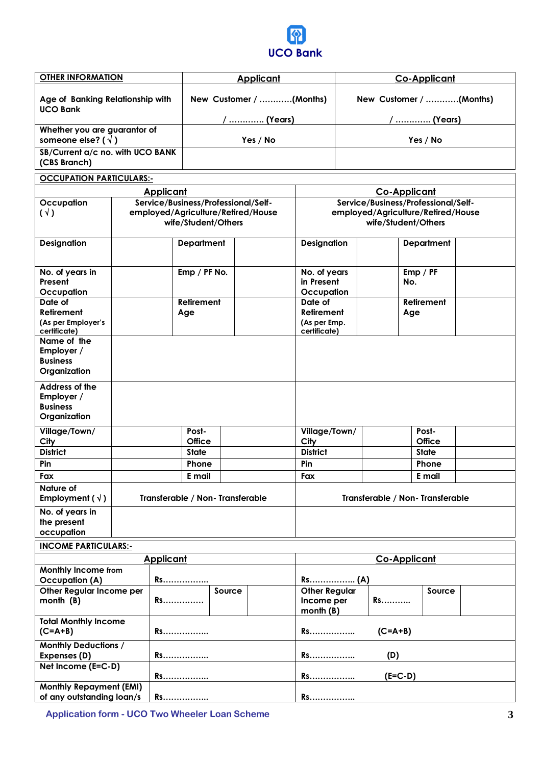**UCO Bank**

| OTHER INFORMATION | Applicant | Co-Applicant |
|---|---|---|
| Age of Banking Relationship with UCO Bank | New Customer / …………(Months) / …………. (Years) | New Customer / …………(Months) / …………. (Years) |
| Whether you are guarantor of someone else? ( √ ) | Yes / No | Yes / No |
| SB/Current a/c no. with UCO BANK (CBS Branch) | | |

**OCCUPATION PARTICULARS:-**

| | Applicant | | | Co-Applicant | | | |
|---|---|---|---|---|---|---|---|
| Occupation ( √ ) | Service/Business/Professional/Self-employed/Agriculture/Retired/House wife/Student/Others | | | Service/Business/Professional/Self-employed/Agriculture/Retired/House wife/Student/Others | | | |
| Designation | | Department | | Designation | | Department | |
| No. of years in Present Occupation | | Emp / PF No. | | No. of years in Present Occupation | | Emp / PF No. | |
| Date of Retirement (As per Employer's certificate) | | Retirement Age | | Date of Retirement (As per Emp. certificate) | | Retirement Age | |
| Name of the Employer / Business Organization | | | | | | | |
| Address of the Employer / Business Organization | | | | | | | |
| Village/Town/ City | | Post-Office | | Village/Town/ City | | Post-Office | |
| District | | State | | District | | State | |
| Pin | | Phone | | Pin | | Phone | |
| Fax | | E mail | | Fax | | E mail | |
| Nature of Employment ( √ ) | Transferable / Non- Transferable | | | Transferable / Non- Transferable | | | |
| No. of years in the present occupation | | | | | | | |

**INCOME PARTICULARS:-**

| | Applicant | | | Co-Applicant | | | |
|---|---|---|---|---|---|---|---|
| Monthly Income from Occupation (A) | Rs…………….. | | | Rs…………….. (A) | | | |
| Other Regular Income per month (B) | Rs…………… | Source | | Other Regular Income per month (B) | Rs……….. | Source | |
| Total Monthly Income (C=A+B) | Rs…………….. | | | Rs…………….. (C=A+B) | | | |
| Monthly Deductions / Expenses (D) | Rs…………….. | | | Rs…………….. (D) | | | |
| Net Income (E=C-D) | Rs…………….. | | | Rs…………….. (E=C-D) | | | |
| Monthly Repayment (EMI) of any outstanding loan/s | Rs…………….. | | | Rs…………….. | | | |

Application form - UCO Two Wheeler Loan Scheme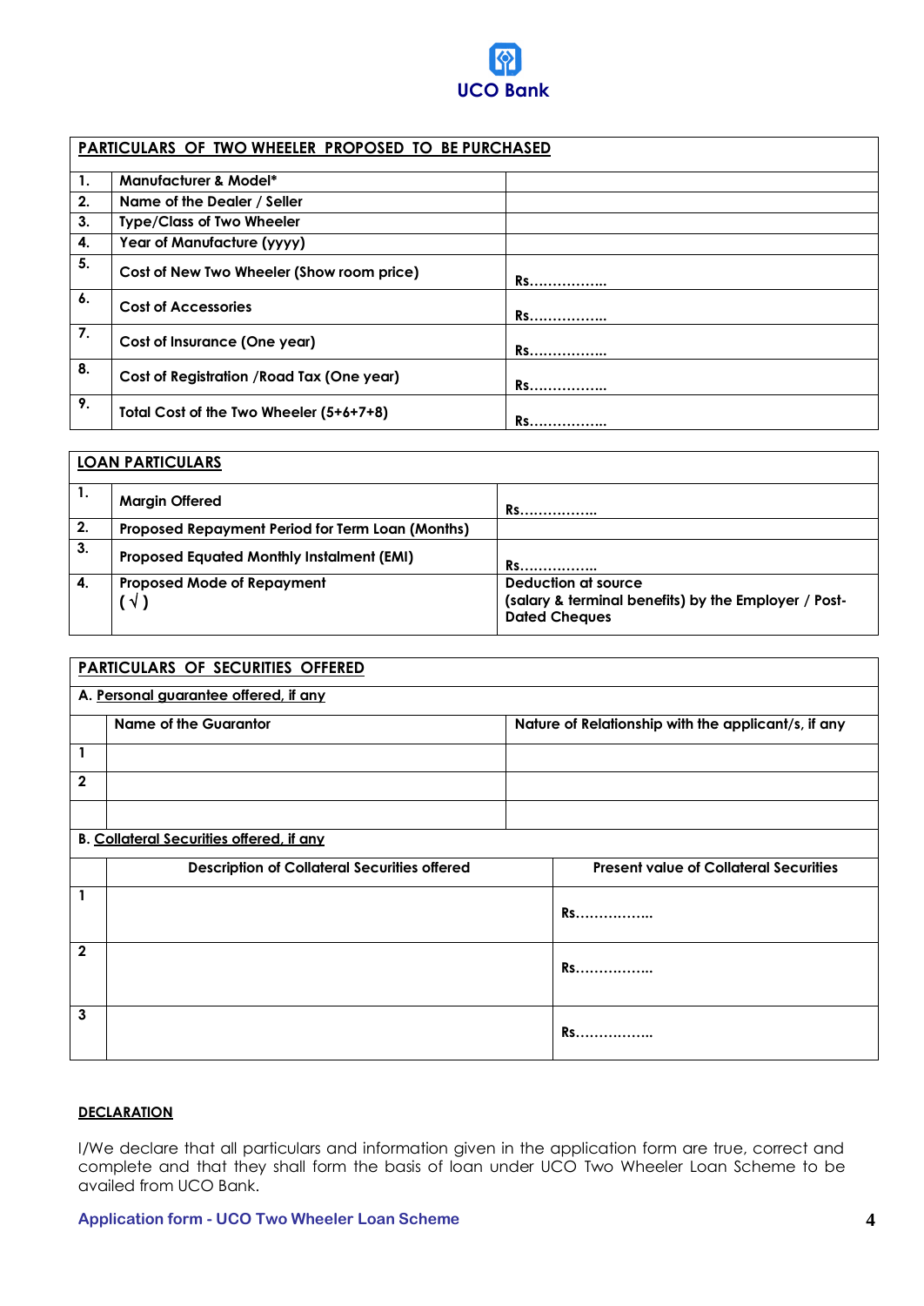UCO Bank

| PARTICULARS OF TWO WHEELER PROPOSED TO BE PURCHASED | | |
|---|---|---|
| 1. | Manufacturer & Model* | |
| 2. | Name of the Dealer / Seller | |
| 3. | Type/Class of Two Wheeler | |
| 4. | Year of Manufacture (yyyy) | |
| 5. | Cost of New Two Wheeler (Show room price) | Rs…………….. |
| 6. | Cost of Accessories | Rs…………….. |
| 7. | Cost of Insurance (One year) | Rs…………….. |
| 8. | Cost of Registration /Road Tax (One year) | Rs…………….. |
| 9. | Total Cost of the Two Wheeler (5+6+7+8) | Rs…………….. |

| LOAN PARTICULARS | | |
|---|---|---|
| 1. | Margin Offered | Rs…………….. |
| 2. | Proposed Repayment Period for Term Loan (Months) | |
| 3. | Proposed Equated Monthly Instalment (EMI) | Rs…………….. |
| 4. | Proposed Mode of Repayment ( √ ) | Deduction at source (salary & terminal benefits) by the Employer / Post-Dated Cheques |

| PARTICULARS OF SECURITIES OFFERED | | |
|---|---|---|
| A. Personal guarantee offered, if any | | |
| | Name of the Guarantor | Nature of Relationship with the applicant/s, if any |
| 1 | | |
| 2 | | |
| | | |

| B. Collateral Securities offered, if any | | |
|---|---|---|
| | Description of Collateral Securities offered | Present value of Collateral Securities |
| 1 | | Rs…………….. |
| 2 | | Rs…………….. |
| 3 | | Rs…………….. |

**DECLARATION**

I/We declare that all particulars and information given in the application form are true, correct and complete and that they shall form the basis of loan under UCO Two Wheeler Loan Scheme to be availed from UCO Bank.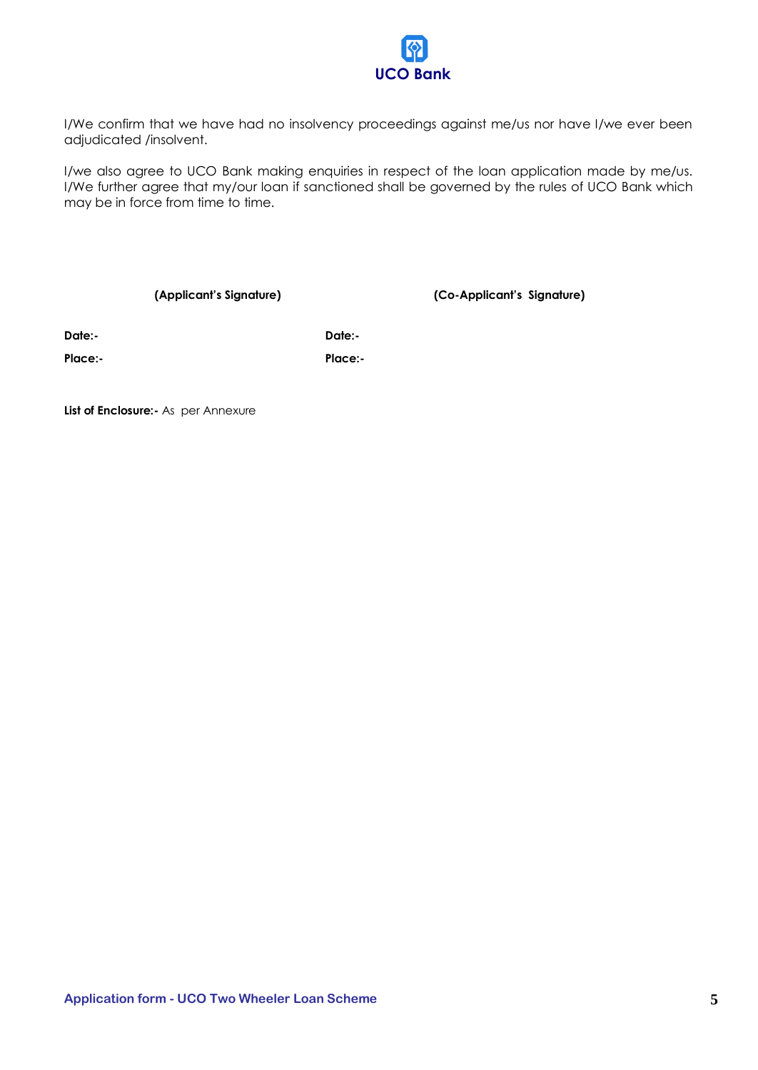UCO Bank

I/We confirm that we have had no insolvency proceedings against me/us nor have I/we ever been adjudicated /insolvent.

I/we also agree to UCO Bank making enquiries in respect of the loan application made by me/us. I/We further agree that my/our loan if sanctioned shall be governed by the rules of UCO Bank which may be in force from time to time.

| **(Applicant's Signature)** | **(Co-Applicant's Signature)** |
|---|---|
| **Date:-** | **Date:-** |
| **Place:-** | **Place:-** |

**List of Enclosure:-** As per Annexure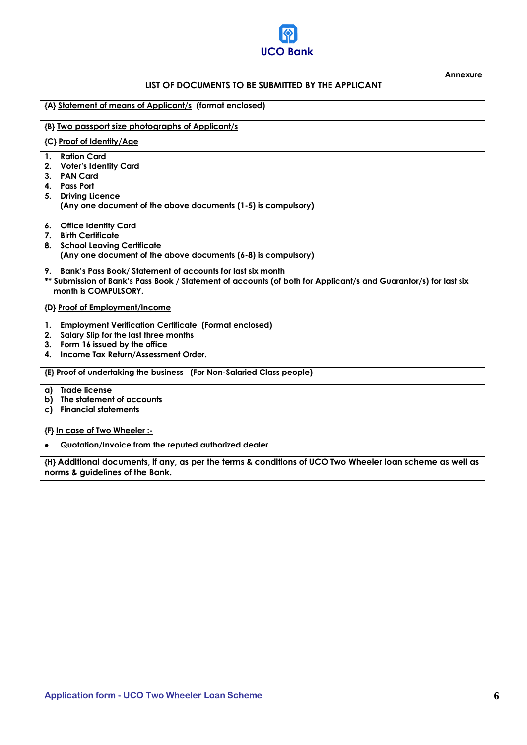UCO Bank

**Annexure**

## LIST OF DOCUMENTS TO BE SUBMITTED BY THE APPLICANT

**{A} Statement of means of Applicant/s (format enclosed)**

**{B} Two passport size photographs of Applicant/s**

**{C} Proof of Identity/Age**

1. Ration Card
2. Voter's Identity Card
3. PAN Card
4. Pass Port
5. Driving Licence

(Any one document of the above documents (1-5) is compulsory)

6. Office Identity Card
7. Birth Certificate
8. School Leaving Certificate

(Any one document of the above documents (6-8) is compulsory)

9. Bank's Pass Book/ Statement of accounts for last six month

** Submission of Bank's Pass Book / Statement of accounts (of both for Applicant/s and Guarantor/s) for last six month is COMPULSORY.

**{D} Proof of Employment/Income**

1. Employment Verification Certificate (Format enclosed)
2. Salary Slip for the last three months
3. Form 16 issued by the office
4. Income Tax Return/Assessment Order.

**{E} Proof of undertaking the business (For Non-Salaried Class people)**

a) Trade license
b) The statement of accounts
c) Financial statements

**{F} In case of Two Wheeler :-**

- Quotation/Invoice from the reputed authorized dealer

**{H} Additional documents, if any, as per the terms & conditions of UCO Two Wheeler loan scheme as well as norms & guidelines of the Bank.**